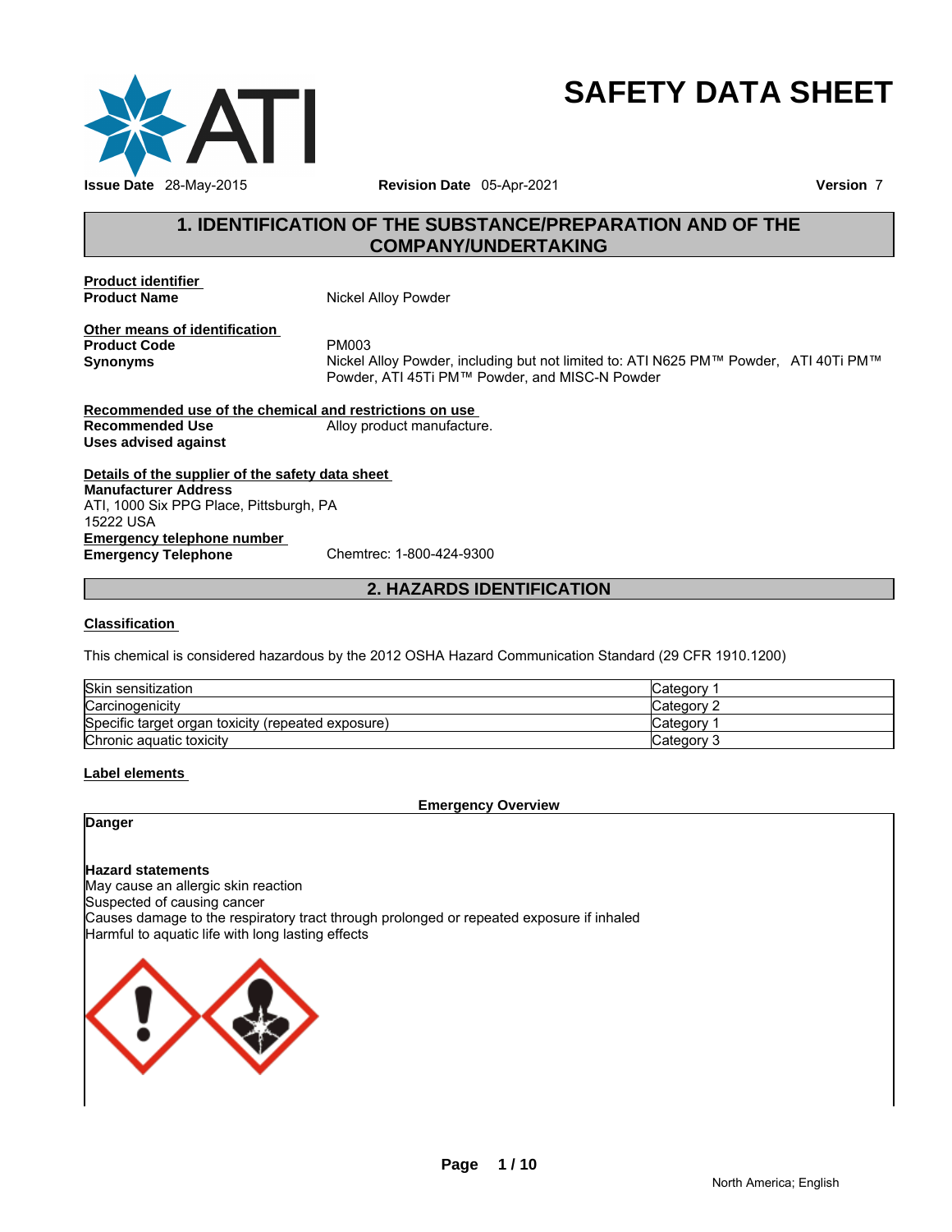# SAFETY DATA SHEET

**Issue Date** 28-May-2015 **Revision Date** 05-Apr-2021 **Version** 7

## 1. IDENTIFICATION OF THE SUBSTANCE/PREPARATION AND OF THE COMPANY/UNDERTAKING

**Product identifier**

**Product Name** Nickel Alloy Powder

**Other means of identification**

**Product Code** PM003

**Synonyms** Nickel Alloy Powder, including but not limited to: ATI N625 PM™ Powder, ATI 40Ti PM™ Powder, ATI 45Ti PM™ Powder, and MISC-N Powder

**Recommended use of the chemical and restrictions on use**

**Recommended Use** Alloy product manufacture.

**Uses advised against**

**Details of the supplier of the safety data sheet**

**Manufacturer Address**
ATI, 1000 Six PPG Place, Pittsburgh, PA
15222 USA

**Emergency telephone number**

**Emergency Telephone** Chemtrec: 1-800-424-9300

## 2. HAZARDS IDENTIFICATION

**Classification**

This chemical is considered hazardous by the 2012 OSHA Hazard Communication Standard (29 CFR 1910.1200)

| | |
|---|---|
| Skin sensitization | Category 1 |
| Carcinogenicity | Category 2 |
| Specific target organ toxicity (repeated exposure) | Category 1 |
| Chronic aquatic toxicity | Category 3 |

**Label elements**

**Emergency Overview**

**Danger**

**Hazard statements**
May cause an allergic skin reaction
Suspected of causing cancer
Causes damage to the respiratory tract through prolonged or repeated exposure if inhaled
Harmful to aquatic life with long lasting effects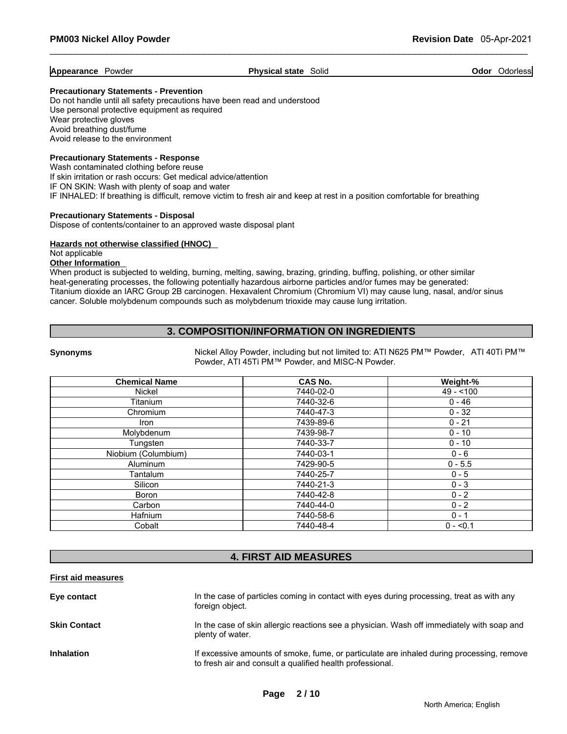**Appearance** Powder **Physical state** Solid **Odor** Odorless

**Precautionary Statements - Prevention**
Do not handle until all safety precautions have been read and understood
Use personal protective equipment as required
Wear protective gloves
Avoid breathing dust/fume
Avoid release to the environment

**Precautionary Statements - Response**
Wash contaminated clothing before reuse
If skin irritation or rash occurs: Get medical advice/attention
IF ON SKIN: Wash with plenty of soap and water
IF INHALED: If breathing is difficult, remove victim to fresh air and keep at rest in a position comfortable for breathing

**Precautionary Statements - Disposal**
Dispose of contents/container to an approved waste disposal plant

**Hazards not otherwise classified (HNOC)**
Not applicable

**Other Information**
When product is subjected to welding, burning, melting, sawing, brazing, grinding, buffing, polishing, or other similar heat-generating processes, the following potentially hazardous airborne particles and/or fumes may be generated: Titanium dioxide an IARC Group 2B carcinogen. Hexavalent Chromium (Chromium VI) may cause lung, nasal, and/or sinus cancer. Soluble molybdenum compounds such as molybdenum trioxide may cause lung irritation.

## 3. COMPOSITION/INFORMATION ON INGREDIENTS

**Synonyms** Nickel Alloy Powder, including but not limited to: ATI N625 PM™ Powder, ATI 40Ti PM™ Powder, ATI 45Ti PM™ Powder, and MISC-N Powder.

| Chemical Name | CAS No. | Weight-% |
|---|---|---|
| Nickel | 7440-02-0 | 49 - <100 |
| Titanium | 7440-32-6 | 0 - 46 |
| Chromium | 7440-47-3 | 0 - 32 |
| Iron | 7439-89-6 | 0 - 21 |
| Molybdenum | 7439-98-7 | 0 - 10 |
| Tungsten | 7440-33-7 | 0 - 10 |
| Niobium (Columbium) | 7440-03-1 | 0 - 6 |
| Aluminum | 7429-90-5 | 0 - 5.5 |
| Tantalum | 7440-25-7 | 0 - 5 |
| Silicon | 7440-21-3 | 0 - 3 |
| Boron | 7440-42-8 | 0 - 2 |
| Carbon | 7440-44-0 | 0 - 2 |
| Hafnium | 7440-58-6 | 0 - 1 |
| Cobalt | 7440-48-4 | 0 - <0.1 |

## 4. FIRST AID MEASURES

**First aid measures**

**Eye contact** In the case of particles coming in contact with eyes during processing, treat as with any foreign object.

**Skin Contact** In the case of skin allergic reactions see a physician. Wash off immediately with soap and plenty of water.

**Inhalation** If excessive amounts of smoke, fume, or particulate are inhaled during processing, remove to fresh air and consult a qualified health professional.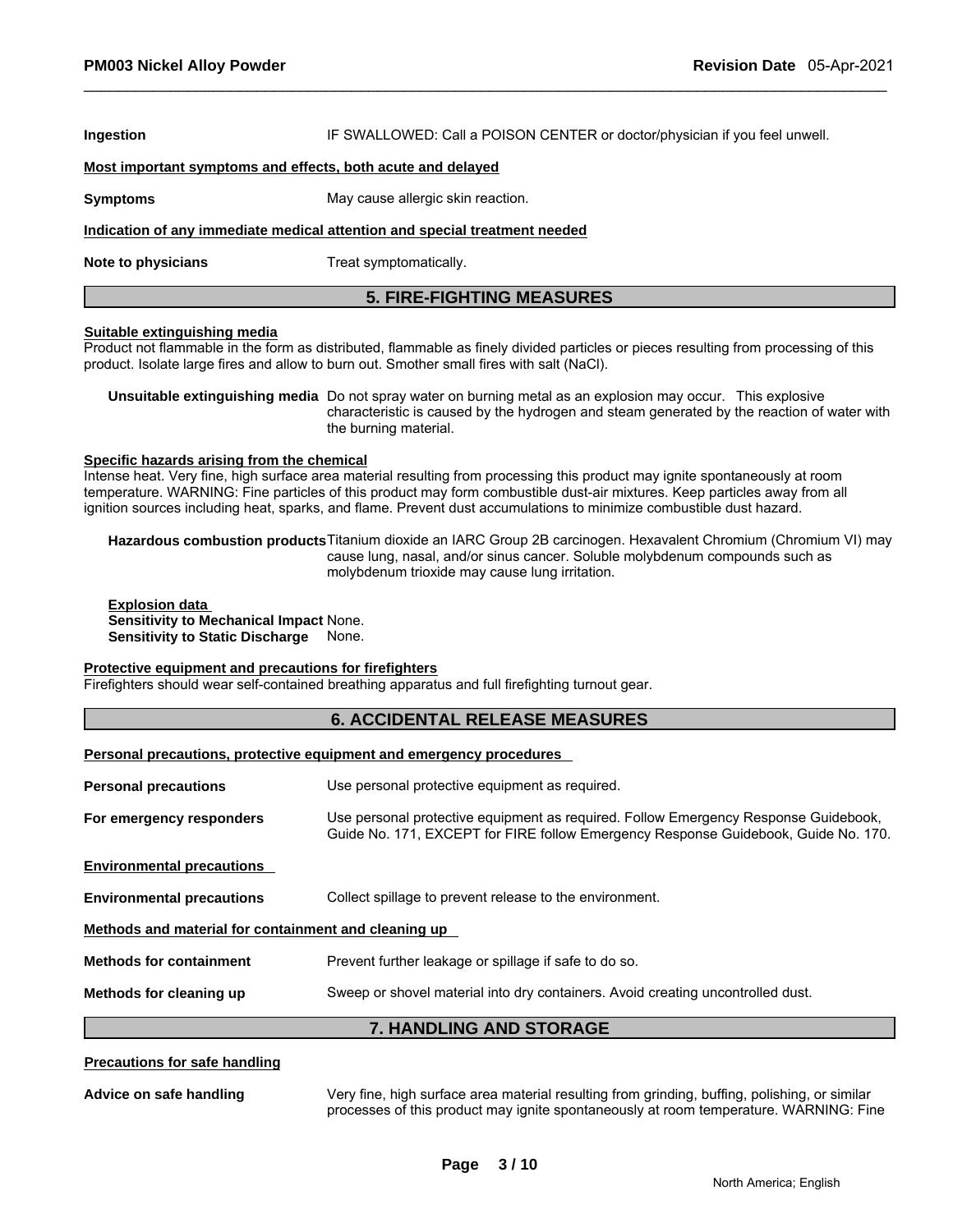**Ingestion** IF SWALLOWED: Call a POISON CENTER or doctor/physician if you feel unwell.

**Most important symptoms and effects, both acute and delayed**

**Symptoms** May cause allergic skin reaction.

**Indication of any immediate medical attention and special treatment needed**

**Note to physicians** Treat symptomatically.

## 5. FIRE-FIGHTING MEASURES

**Suitable extinguishing media**

Product not flammable in the form as distributed, flammable as finely divided particles or pieces resulting from processing of this product. Isolate large fires and allow to burn out. Smother small fires with salt (NaCl).

**Unsuitable extinguishing media** Do not spray water on burning metal as an explosion may occur. This explosive characteristic is caused by the hydrogen and steam generated by the reaction of water with the burning material.

**Specific hazards arising from the chemical**

Intense heat. Very fine, high surface area material resulting from processing this product may ignite spontaneously at room temperature. WARNING: Fine particles of this product may form combustible dust-air mixtures. Keep particles away from all ignition sources including heat, sparks, and flame. Prevent dust accumulations to minimize combustible dust hazard.

**Hazardous combustion products** Titanium dioxide an IARC Group 2B carcinogen. Hexavalent Chromium (Chromium VI) may cause lung, nasal, and/or sinus cancer. Soluble molybdenum compounds such as molybdenum trioxide may cause lung irritation.

**Explosion data**
**Sensitivity to Mechanical Impact** None.
**Sensitivity to Static Discharge** None.

**Protective equipment and precautions for firefighters**

Firefighters should wear self-contained breathing apparatus and full firefighting turnout gear.

## 6. ACCIDENTAL RELEASE MEASURES

**Personal precautions, protective equipment and emergency procedures**

**Personal precautions** Use personal protective equipment as required.

**For emergency responders** Use personal protective equipment as required. Follow Emergency Response Guidebook, Guide No. 171, EXCEPT for FIRE follow Emergency Response Guidebook, Guide No. 170.

**Environmental precautions**

**Environmental precautions** Collect spillage to prevent release to the environment.

**Methods and material for containment and cleaning up**

**Methods for containment** Prevent further leakage or spillage if safe to do so.

**Methods for cleaning up** Sweep or shovel material into dry containers. Avoid creating uncontrolled dust.

## 7. HANDLING AND STORAGE

**Precautions for safe handling**

**Advice on safe handling** Very fine, high surface area material resulting from grinding, buffing, polishing, or similar processes of this product may ignite spontaneously at room temperature. WARNING: Fine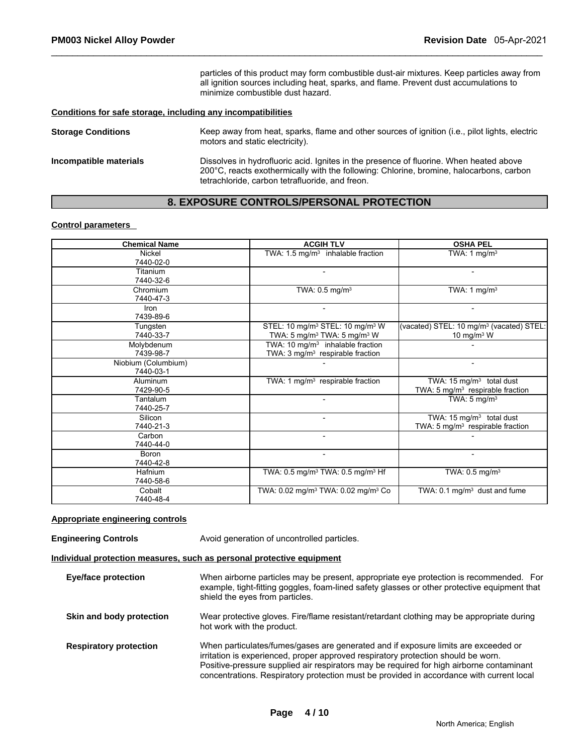particles of this product may form combustible dust-air mixtures. Keep particles away from all ignition sources including heat, sparks, and flame. Prevent dust accumulations to minimize combustible dust hazard.

**Conditions for safe storage, including any incompatibilities**

**Storage Conditions** Keep away from heat, sparks, flame and other sources of ignition (i.e., pilot lights, electric motors and static electricity).

**Incompatible materials** Dissolves in hydrofluoric acid. Ignites in the presence of fluorine. When heated above 200°C, reacts exothermically with the following: Chlorine, bromine, halocarbons, carbon tetrachloride, carbon tetrafluoride, and freon.

## 8. EXPOSURE CONTROLS/PERSONAL PROTECTION

**Control parameters**

| Chemical Name | ACGIH TLV | OSHA PEL |
|---|---|---|
| Nickel 7440-02-0 | TWA: 1.5 mg/m$^3$ inhalable fraction | TWA: 1 mg/m$^3$ |
| Titanium 7440-32-6 | - | - |
| Chromium 7440-47-3 | TWA: 0.5 mg/m$^3$ | TWA: 1 mg/m$^3$ |
| Iron 7439-89-6 | - | - |
| Tungsten 7440-33-7 | STEL: 10 mg/m$^3$ STEL: 10 mg/m$^3$ W TWA: 5 mg/m$^3$ TWA: 5 mg/m$^3$ W | (vacated) STEL: 10 mg/m$^3$ (vacated) STEL: 10 mg/m$^3$ W |
| Molybdenum 7439-98-7 | TWA: 10 mg/m$^3$ inhalable fraction TWA: 3 mg/m$^3$ respirable fraction | - |
| Niobium (Columbium) 7440-03-1 | - | - |
| Aluminum 7429-90-5 | TWA: 1 mg/m$^3$ respirable fraction | TWA: 15 mg/m$^3$ total dust TWA: 5 mg/m$^3$ respirable fraction |
| Tantalum 7440-25-7 | - | TWA: 5 mg/m$^3$ |
| Silicon 7440-21-3 | - | TWA: 15 mg/m$^3$ total dust TWA: 5 mg/m$^3$ respirable fraction |
| Carbon 7440-44-0 | - | - |
| Boron 7440-42-8 | - | - |
| Hafnium 7440-58-6 | TWA: 0.5 mg/m$^3$ TWA: 0.5 mg/m$^3$ Hf | TWA: 0.5 mg/m$^3$ |
| Cobalt 7440-48-4 | TWA: 0.02 mg/m$^3$ TWA: 0.02 mg/m$^3$ Co | TWA: 0.1 mg/m$^3$ dust and fume |

**Appropriate engineering controls**

**Engineering Controls** Avoid generation of uncontrolled particles.

**Individual protection measures, such as personal protective equipment**

**Eye/face protection** When airborne particles may be present, appropriate eye protection is recommended. For example, tight-fitting goggles, foam-lined safety glasses or other protective equipment that shield the eyes from particles.

**Skin and body protection** Wear protective gloves. Fire/flame resistant/retardant clothing may be appropriate during hot work with the product.

**Respiratory protection** When particulates/fumes/gases are generated and if exposure limits are exceeded or irritation is experienced, proper approved respiratory protection should be worn. Positive-pressure supplied air respirators may be required for high airborne contaminant concentrations. Respiratory protection must be provided in accordance with current local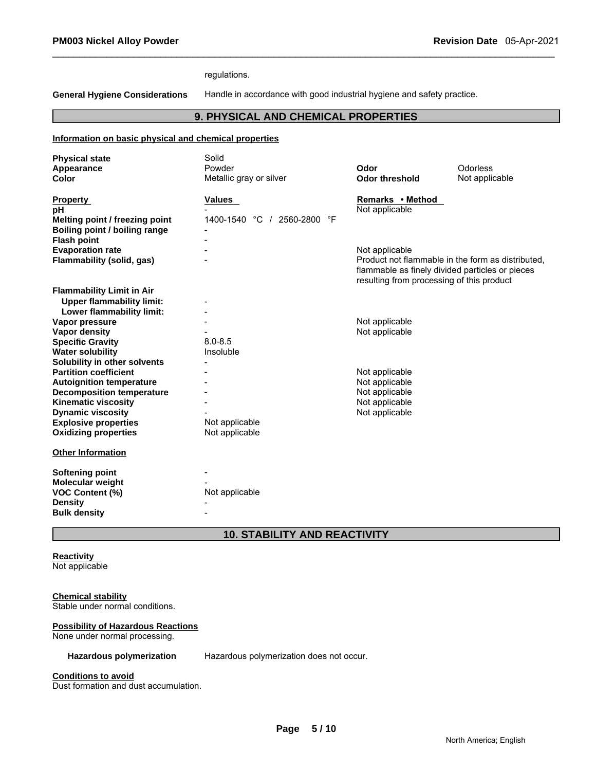regulations.

**General Hygiene Considerations** Handle in accordance with good industrial hygiene and safety practice.

## 9. PHYSICAL AND CHEMICAL PROPERTIES

**Information on basic physical and chemical properties**

| | | | |
|---|---|---|---|
| **Physical state** | Solid | | |
| **Appearance** | Powder | **Odor** | Odorless |
| **Color** | Metallic gray or silver | **Odor threshold** | Not applicable |

| **Property** | **Values** | **Remarks • Method** |
|---|---|---|
| **pH** | - | Not applicable |
| **Melting point / freezing point** | 1400-1540 °C / 2560-2800 °F | |
| **Boiling point / boiling range** | - | |
| **Flash point** | - | |
| **Evaporation rate** | - | Not applicable |
| **Flammability (solid, gas)** | - | Product not flammable in the form as distributed, flammable as finely divided particles or pieces resulting from processing of this product |
| **Flammability Limit in Air** | | |
| **Upper flammability limit:** | - | |
| **Lower flammability limit:** | - | |
| **Vapor pressure** | - | Not applicable |
| **Vapor density** | - | Not applicable |
| **Specific Gravity** | 8.0-8.5 | |
| **Water solubility** | Insoluble | |
| **Solubility in other solvents** | - | |
| **Partition coefficient** | - | Not applicable |
| **Autoignition temperature** | - | Not applicable |
| **Decomposition temperature** | - | Not applicable |
| **Kinematic viscosity** | - | Not applicable |
| **Dynamic viscosity** | - | Not applicable |
| **Explosive properties** | Not applicable | |
| **Oxidizing properties** | Not applicable | |

**Other Information**

| | |
|---|---|
| **Softening point** | - |
| **Molecular weight** | - |
| **VOC Content (%)** | Not applicable |
| **Density** | - |
| **Bulk density** | - |

## 10. STABILITY AND REACTIVITY

**Reactivity**
Not applicable

**Chemical stability**
Stable under normal conditions.

**Possibility of Hazardous Reactions**
None under normal processing.

**Hazardous polymerization** Hazardous polymerization does not occur.

**Conditions to avoid**
Dust formation and dust accumulation.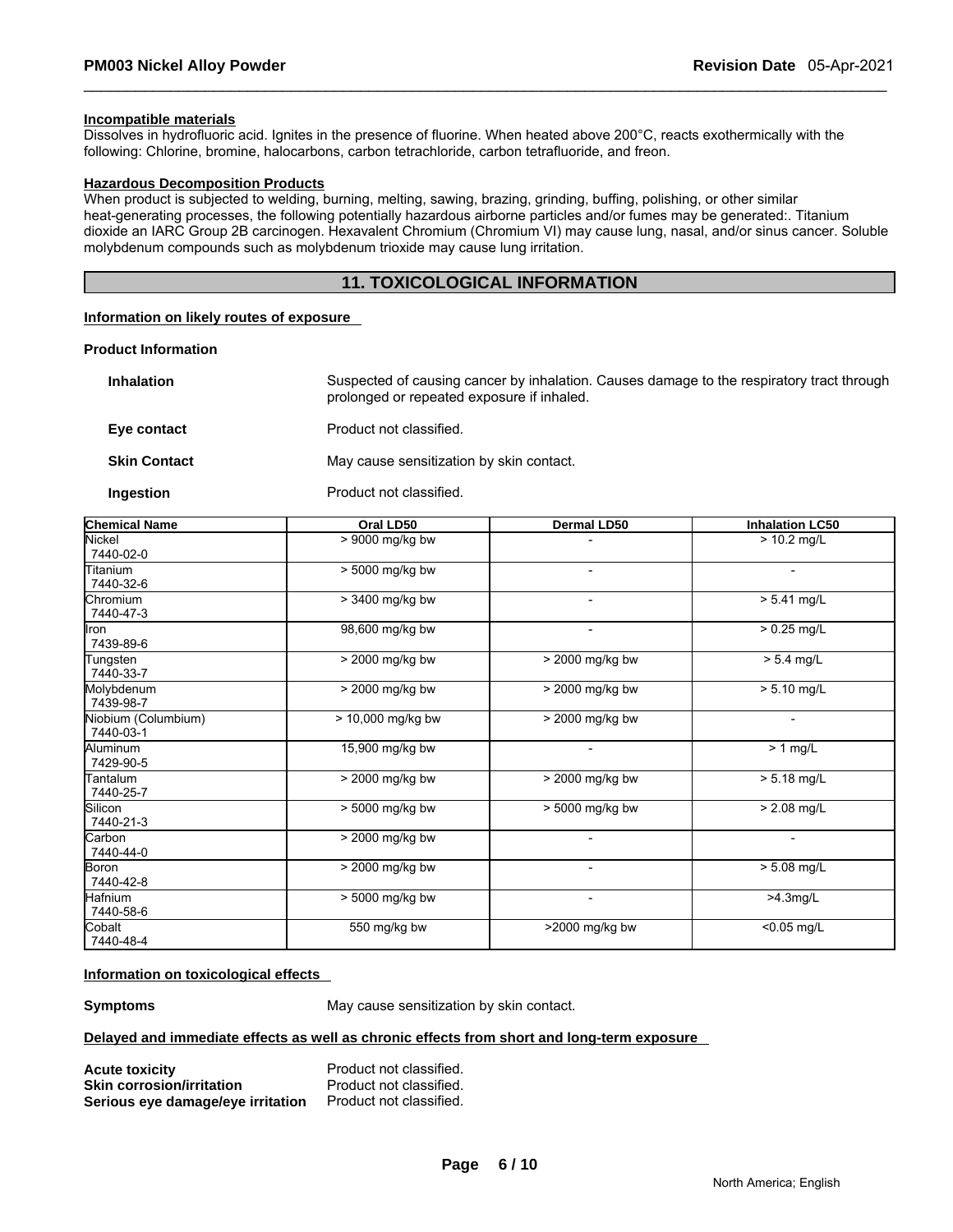**Incompatible materials**

Dissolves in hydrofluoric acid. Ignites in the presence of fluorine. When heated above 200°C, reacts exothermically with the following: Chlorine, bromine, halocarbons, carbon tetrachloride, carbon tetrafluoride, and freon.

**Hazardous Decomposition Products**

When product is subjected to welding, burning, melting, sawing, brazing, grinding, buffing, polishing, or other similar heat-generating processes, the following potentially hazardous airborne particles and/or fumes may be generated:. Titanium dioxide an IARC Group 2B carcinogen. Hexavalent Chromium (Chromium VI) may cause lung, nasal, and/or sinus cancer. Soluble molybdenum compounds such as molybdenum trioxide may cause lung irritation.

## 11. TOXICOLOGICAL INFORMATION

**Information on likely routes of exposure**

**Product Information**

**Inhalation** Suspected of causing cancer by inhalation. Causes damage to the respiratory tract through prolonged or repeated exposure if inhaled.

**Eye contact** Product not classified.

**Skin Contact** May cause sensitization by skin contact.

**Ingestion** Product not classified.

| Chemical Name | Oral LD50 | Dermal LD50 | Inhalation LC50 |
|---|---|---|---|
| Nickel 7440-02-0 | > 9000 mg/kg bw | - | > 10.2 mg/L |
| Titanium 7440-32-6 | > 5000 mg/kg bw | - | - |
| Chromium 7440-47-3 | > 3400 mg/kg bw | - | > 5.41 mg/L |
| Iron 7439-89-6 | 98,600 mg/kg bw | - | > 0.25 mg/L |
| Tungsten 7440-33-7 | > 2000 mg/kg bw | > 2000 mg/kg bw | > 5.4 mg/L |
| Molybdenum 7439-98-7 | > 2000 mg/kg bw | > 2000 mg/kg bw | > 5.10 mg/L |
| Niobium (Columbium) 7440-03-1 | > 10,000 mg/kg bw | > 2000 mg/kg bw | - |
| Aluminum 7429-90-5 | 15,900 mg/kg bw | - | > 1 mg/L |
| Tantalum 7440-25-7 | > 2000 mg/kg bw | > 2000 mg/kg bw | > 5.18 mg/L |
| Silicon 7440-21-3 | > 5000 mg/kg bw | > 5000 mg/kg bw | > 2.08 mg/L |
| Carbon 7440-44-0 | > 2000 mg/kg bw | - | - |
| Boron 7440-42-8 | > 2000 mg/kg bw | - | > 5.08 mg/L |
| Hafnium 7440-58-6 | > 5000 mg/kg bw | - | >4.3mg/L |
| Cobalt 7440-48-4 | 550 mg/kg bw | >2000 mg/kg bw | <0.05 mg/L |

**Information on toxicological effects**

**Symptoms** May cause sensitization by skin contact.

**Delayed and immediate effects as well as chronic effects from short and long-term exposure**

**Acute toxicity** Product not classified.
**Skin corrosion/irritation** Product not classified.
**Serious eye damage/eye irritation** Product not classified.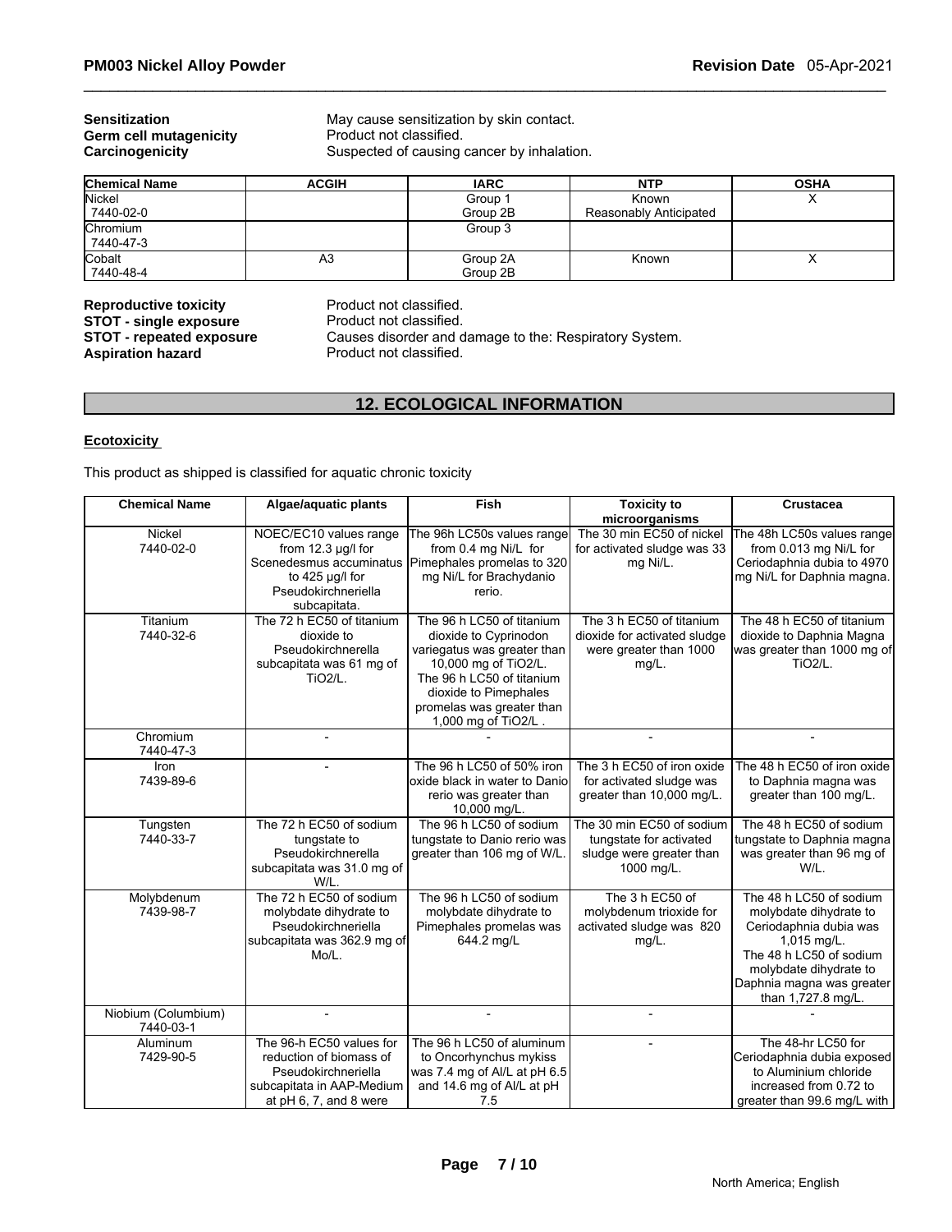**Sensitization** May cause sensitization by skin contact.
**Germ cell mutagenicity** Product not classified.
**Carcinogenicity** Suspected of causing cancer by inhalation.

| Chemical Name | ACGIH | IARC | NTP | OSHA |
|---|---|---|---|---|
| Nickel<br>7440-02-0 | | Group 1<br>Group 2B | Known<br>Reasonably Anticipated | X |
| Chromium<br>7440-47-3 | | Group 3 | | |
| Cobalt<br>7440-48-4 | A3 | Group 2A<br>Group 2B | Known | X |

**Reproductive toxicity** Product not classified.
**STOT - single exposure** Product not classified.
**STOT - repeated exposure** Causes disorder and damage to the: Respiratory System.
**Aspiration hazard** Product not classified.

## 12. ECOLOGICAL INFORMATION

### Ecotoxicity

This product as shipped is classified for aquatic chronic toxicity

| Chemical Name | Algae/aquatic plants | Fish | Toxicity to microorganisms | Crustacea |
|---|---|---|---|---|
| Nickel<br>7440-02-0 | NOEC/EC10 values range from 12.3 µg/l for Scenedesmus accuminatus to 425 µg/l for Pseudokirchneriella subcapitata. | The 96h LC50s values range from 0.4 mg Ni/L for Pimephales promelas to 320 mg Ni/L for Brachydanio rerio. | The 30 min EC50 of nickel for activated sludge was 33 mg Ni/L. | The 48h LC50s values range from 0.013 mg Ni/L for Ceriodaphnia dubia to 4970 mg Ni/L for Daphnia magna. |
| Titanium<br>7440-32-6 | The 72 h EC50 of titanium dioxide to Pseudokirchnerella subcapitata was 61 mg of TiO2/L. | The 96 h LC50 of titanium dioxide to Cyprinodon variegatus was greater than 10,000 mg of TiO2/L. The 96 h LC50 of titanium dioxide to Pimephales promelas was greater than 1,000 mg of TiO2/L . | The 3 h EC50 of titanium dioxide for activated sludge were greater than 1000 mg/L. | The 48 h EC50 of titanium dioxide to Daphnia Magna was greater than 1000 mg of TiO2/L. |
| Chromium<br>7440-47-3 | - | - | - | - |
| Iron<br>7439-89-6 | - | The 96 h LC50 of 50% iron oxide black in water to Danio rerio was greater than 10,000 mg/L. | The 3 h EC50 of iron oxide for activated sludge was greater than 10,000 mg/L. | The 48 h EC50 of iron oxide to Daphnia magna was greater than 100 mg/L. |
| Tungsten<br>7440-33-7 | The 72 h EC50 of sodium tungstate to Pseudokirchnerella subcapitata was 31.0 mg of W/L. | The 96 h LC50 of sodium tungstate to Danio rerio was greater than 106 mg of W/L. | The 30 min EC50 of sodium tungstate for activated sludge were greater than 1000 mg/L. | The 48 h EC50 of sodium tungstate to Daphnia magna was greater than 96 mg of W/L. |
| Molybdenum<br>7439-98-7 | The 72 h EC50 of sodium molybdate dihydrate to Pseudokirchneriella subcapitata was 362.9 mg of Mo/L. | The 96 h LC50 of sodium molybdate dihydrate to Pimephales promelas was 644.2 mg/L | The 3 h EC50 of molybdenum trioxide for activated sludge was 820 mg/L. | The 48 h LC50 of sodium molybdate dihydrate to Ceriodaphnia dubia was 1,015 mg/L. The 48 h LC50 of sodium molybdate dihydrate to Daphnia magna was greater than 1,727.8 mg/L. |
| Niobium (Columbium)<br>7440-03-1 | - | - | - | - |
| Aluminum<br>7429-90-5 | The 96-h EC50 values for reduction of biomass of Pseudokirchneriella subcapitata in AAP-Medium at pH 6, 7, and 8 were | The 96 h LC50 of aluminum to Oncorhynchus mykiss was 7.4 mg of Al/L at pH 6.5 and 14.6 mg of Al/L at pH 7.5 | - | The 48-hr LC50 for Ceriodaphnia dubia exposed to Aluminium chloride increased from 0.72 to greater than 99.6 mg/L with |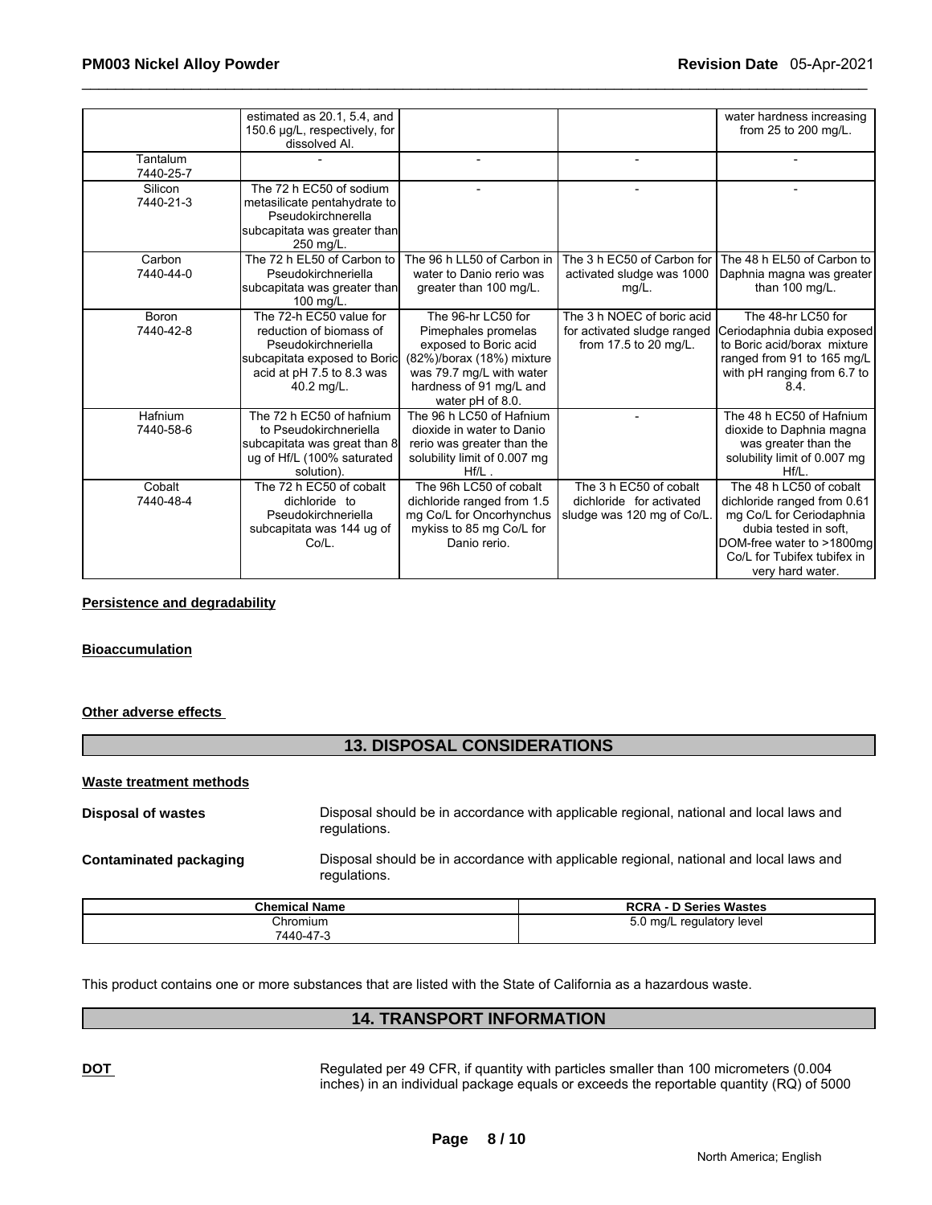| | | | | |
|---|---|---|---|---|
| | estimated as 20.1, 5.4, and 150.6 µg/L, respectively, for dissolved Al. | | | water hardness increasing from 25 to 200 mg/L. |
| Tantalum 7440-25-7 | - | - | - | - |
| Silicon 7440-21-3 | The 72 h EC50 of sodium metasilicate pentahydrate to Pseudokirchnerella subcapitata was greater than 250 mg/L. | - | - | - |
| Carbon 7440-44-0 | The 72 h EL50 of Carbon to Pseudokirchneriella subcapitata was greater than 100 mg/L. | The 96 h LL50 of Carbon in water to Danio rerio was greater than 100 mg/L. | The 3 h EC50 of Carbon for activated sludge was 1000 mg/L. | The 48 h EL50 of Carbon to Daphnia magna was greater than 100 mg/L. |
| Boron 7440-42-8 | The 72-h EC50 value for reduction of biomass of Pseudokirchneriella subcapitata exposed to Boric acid at pH 7.5 to 8.3 was 40.2 mg/L. | The 96-hr LC50 for Pimephales promelas exposed to Boric acid (82%)/borax (18%) mixture was 79.7 mg/L with water hardness of 91 mg/L and water pH of 8.0. | The 3 h NOEC of boric acid for activated sludge ranged from 17.5 to 20 mg/L. | The 48-hr LC50 for Ceriodaphnia dubia exposed to Boric acid/borax mixture ranged from 91 to 165 mg/L with pH ranging from 6.7 to 8.4. |
| Hafnium 7440-58-6 | The 72 h EC50 of hafnium to Pseudokirchneriella subcapitata was great than 8 ug of Hf/L (100% saturated solution). | The 96 h LC50 of Hafnium dioxide in water to Danio rerio was greater than the solubility limit of 0.007 mg Hf/L . | - | The 48 h EC50 of Hafnium dioxide to Daphnia magna was greater than the solubility limit of 0.007 mg Hf/L. |
| Cobalt 7440-48-4 | The 72 h EC50 of cobalt dichloride to Pseudokirchneriella subcapitata was 144 ug of Co/L. | The 96h LC50 of cobalt dichloride ranged from 1.5 mg Co/L for Oncorhynchus mykiss to 85 mg Co/L for Danio rerio. | The 3 h EC50 of cobalt dichloride for activated sludge was 120 mg of Co/L. | The 48 h LC50 of cobalt dichloride ranged from 0.61 mg Co/L for Ceriodaphnia dubia tested in soft, DOM-free water to >1800mg Co/L for Tubifex tubifex in very hard water. |

**Persistence and degradability**

**Bioaccumulation**

**Other adverse effects**

## 13. DISPOSAL CONSIDERATIONS

**Waste treatment methods**

**Disposal of wastes** Disposal should be in accordance with applicable regional, national and local laws and regulations.

**Contaminated packaging** Disposal should be in accordance with applicable regional, national and local laws and regulations.

| Chemical Name | RCRA - D Series Wastes |
|---|---|
| Chromium 7440-47-3 | 5.0 mg/L regulatory level |

This product contains one or more substances that are listed with the State of California as a hazardous waste.

## 14. TRANSPORT INFORMATION

**DOT** Regulated per 49 CFR, if quantity with particles smaller than 100 micrometers (0.004 inches) in an individual package equals or exceeds the reportable quantity (RQ) of 5000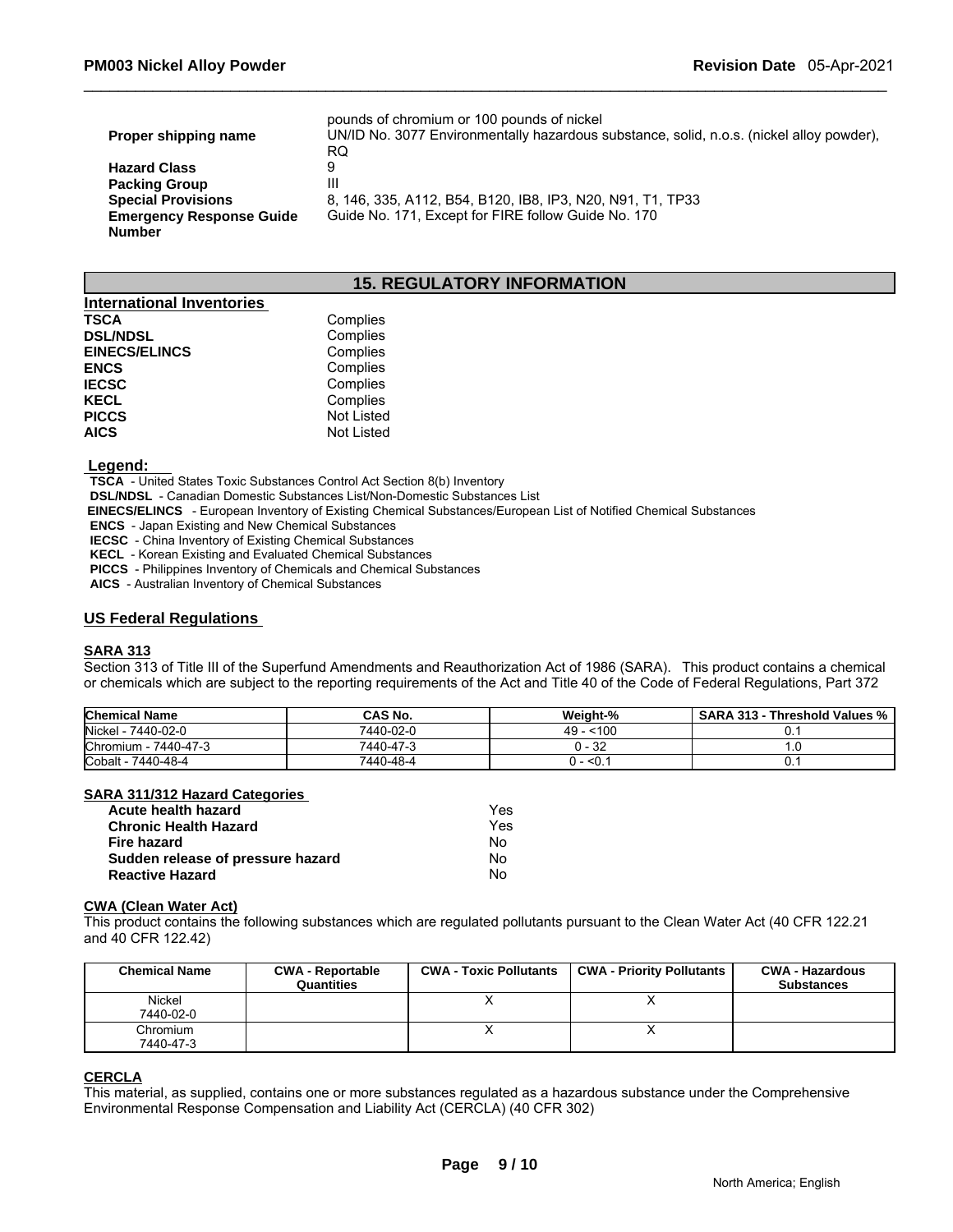pounds of chromium or 100 pounds of nickel

| | |
|---|---|
| **Proper shipping name** | UN/ID No. 3077 Environmentally hazardous substance, solid, n.o.s. (nickel alloy powder), RQ |
| **Hazard Class** | 9 |
| **Packing Group** | III |
| **Special Provisions** | 8, 146, 335, A112, B54, B120, IB8, IP3, N20, N91, T1, TP33 |
| **Emergency Response Guide Number** | Guide No. 171, Except for FIRE follow Guide No. 170 |

## 15. REGULATORY INFORMATION

### International Inventories

| | |
|---|---|
| **TSCA** | Complies |
| **DSL/NDSL** | Complies |
| **EINECS/ELINCS** | Complies |
| **ENCS** | Complies |
| **IECSC** | Complies |
| **KECL** | Complies |
| **PICCS** | Not Listed |
| **AICS** | Not Listed |

**Legend:**

**TSCA** - United States Toxic Substances Control Act Section 8(b) Inventory
**DSL/NDSL** - Canadian Domestic Substances List/Non-Domestic Substances List
**EINECS/ELINCS** - European Inventory of Existing Chemical Substances/European List of Notified Chemical Substances
**ENCS** - Japan Existing and New Chemical Substances
**IECSC** - China Inventory of Existing Chemical Substances
**KECL** - Korean Existing and Evaluated Chemical Substances
**PICCS** - Philippines Inventory of Chemicals and Chemical Substances
**AICS** - Australian Inventory of Chemical Substances

### US Federal Regulations

**SARA 313**

Section 313 of Title III of the Superfund Amendments and Reauthorization Act of 1986 (SARA). This product contains a chemical or chemicals which are subject to the reporting requirements of the Act and Title 40 of the Code of Federal Regulations, Part 372

| Chemical Name | CAS No. | Weight-% | SARA 313 - Threshold Values % |
|---|---|---|---|
| Nickel - 7440-02-0 | 7440-02-0 | 49 - <100 | 0.1 |
| Chromium - 7440-47-3 | 7440-47-3 | 0 - 32 | 1.0 |
| Cobalt - 7440-48-4 | 7440-48-4 | 0 - <0.1 | 0.1 |

**SARA 311/312 Hazard Categories**

| | |
|---|---|
| **Acute health hazard** | Yes |
| **Chronic Health Hazard** | Yes |
| **Fire hazard** | No |
| **Sudden release of pressure hazard** | No |
| **Reactive Hazard** | No |

**CWA (Clean Water Act)**

This product contains the following substances which are regulated pollutants pursuant to the Clean Water Act (40 CFR 122.21 and 40 CFR 122.42)

| Chemical Name | CWA - Reportable Quantities | CWA - Toxic Pollutants | CWA - Priority Pollutants | CWA - Hazardous Substances |
|---|---|---|---|---|
| Nickel 7440-02-0 | | X | X | |
| Chromium 7440-47-3 | | X | X | |

**CERCLA**

This material, as supplied, contains one or more substances regulated as a hazardous substance under the Comprehensive Environmental Response Compensation and Liability Act (CERCLA) (40 CFR 302)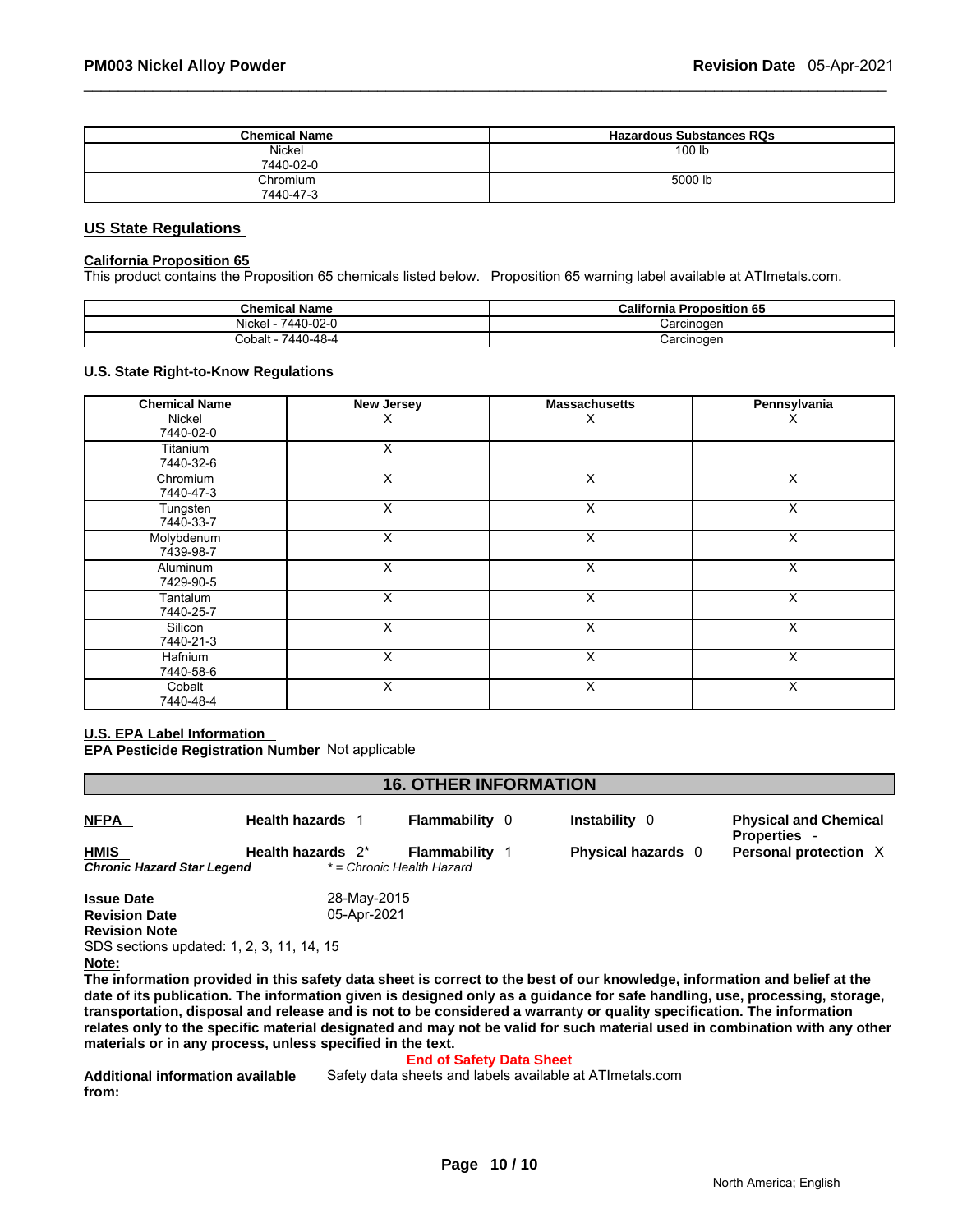| Chemical Name | Hazardous Substances RQs |
|---|---|
| Nickel 7440-02-0 | 100 lb |
| Chromium 7440-47-3 | 5000 lb |

## US State Regulations

### California Proposition 65

This product contains the Proposition 65 chemicals listed below. Proposition 65 warning label available at ATImetals.com.

| Chemical Name | California Proposition 65 |
|---|---|
| Nickel - 7440-02-0 | Carcinogen |
| Cobalt - 7440-48-4 | Carcinogen |

### U.S. State Right-to-Know Regulations

| Chemical Name | New Jersey | Massachusetts | Pennsylvania |
|---|---|---|---|
| Nickel 7440-02-0 | X | X | X |
| Titanium 7440-32-6 | X | | |
| Chromium 7440-47-3 | X | X | X |
| Tungsten 7440-33-7 | X | X | X |
| Molybdenum 7439-98-7 | X | X | X |
| Aluminum 7429-90-5 | X | X | X |
| Tantalum 7440-25-7 | X | X | X |
| Silicon 7440-21-3 | X | X | X |
| Hafnium 7440-58-6 | X | X | X |
| Cobalt 7440-48-4 | X | X | X |

### U.S. EPA Label Information

**EPA Pesticide Registration Number** Not applicable

## 16. OTHER INFORMATION

| | | | | |
|---|---|---|---|---|
| **NFPA** | **Health hazards** 1 | **Flammability** 0 | **Instability** 0 | **Physical and Chemical Properties** - |
| **HMIS** | **Health hazards** 2* | **Flammability** 1 | **Physical hazards** 0 | **Personal protection** X |

***Chronic Hazard Star Legend*** *\* = Chronic Health Hazard*

**Issue Date** 28-May-2015
**Revision Date** 05-Apr-2021
**Revision Note**
SDS sections updated: 1, 2, 3, 11, 14, 15

**Note:**

**The information provided in this safety data sheet is correct to the best of our knowledge, information and belief at the date of its publication. The information given is designed only as a guidance for safe handling, use, processing, storage, transportation, disposal and release and is not to be considered a warranty or quality specification. The information relates only to the specific material designated and may not be valid for such material used in combination with any other materials or in any process, unless specified in the text.**

**End of Safety Data Sheet**

**Additional information available from:** Safety data sheets and labels available at ATImetals.com